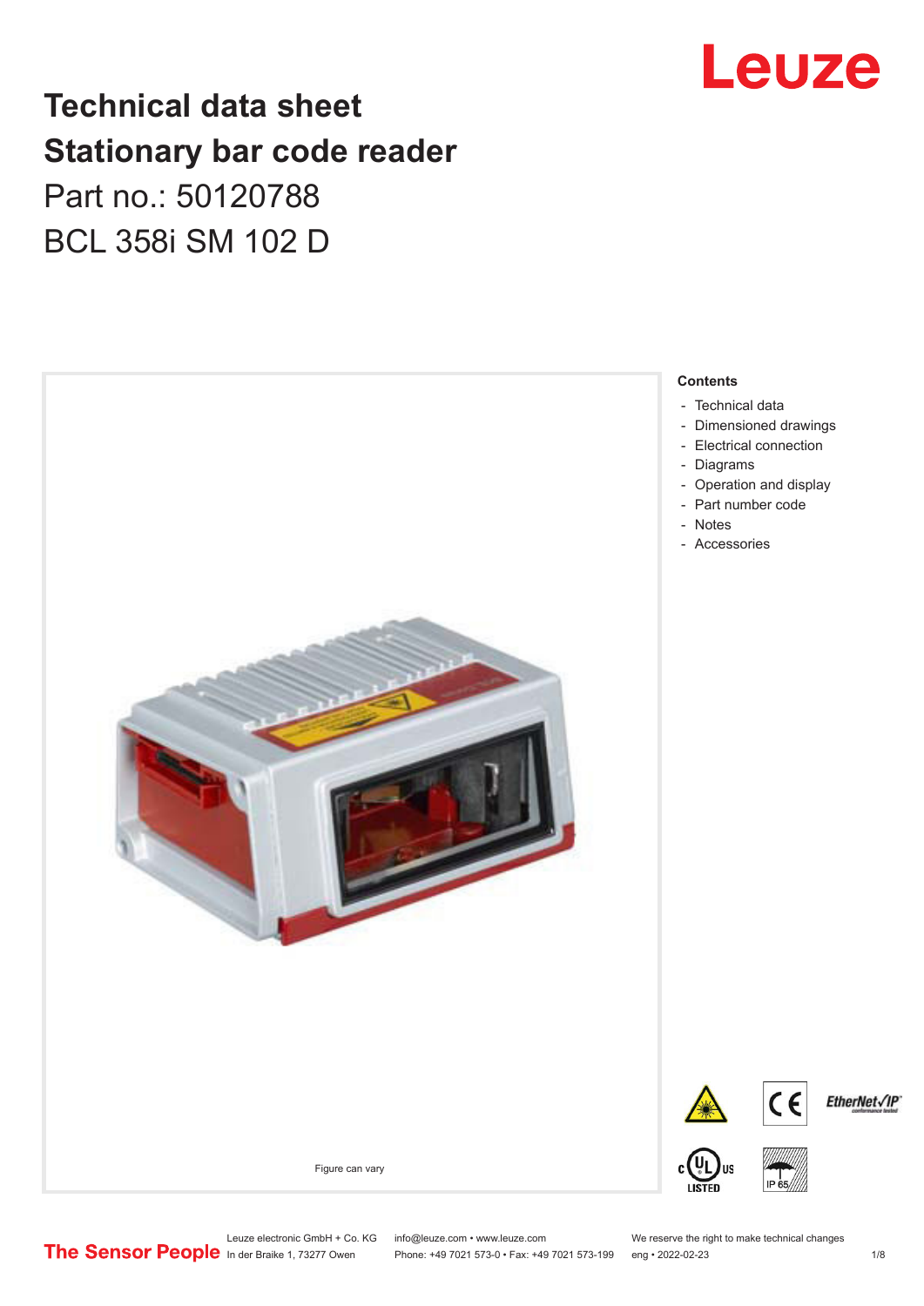# Technical data sheet
# Stationary bar code reader
## Part no.: 50120788
## BCL 358i SM 102 D

Figure can vary

**Contents**

- Technical data
- Dimensioned drawings
- Electrical connection
- Diagrams
- Operation and display
- Part number code
- Notes
- Accessories

Leuze electronic GmbH + Co. KG
In der Braike 1, 73277 Owen

info@leuze.com • www.leuze.com
Phone: +49 7021 573-0 • Fax: +49 7021 573-199

We reserve the right to make technical changes
eng • 2022-02-23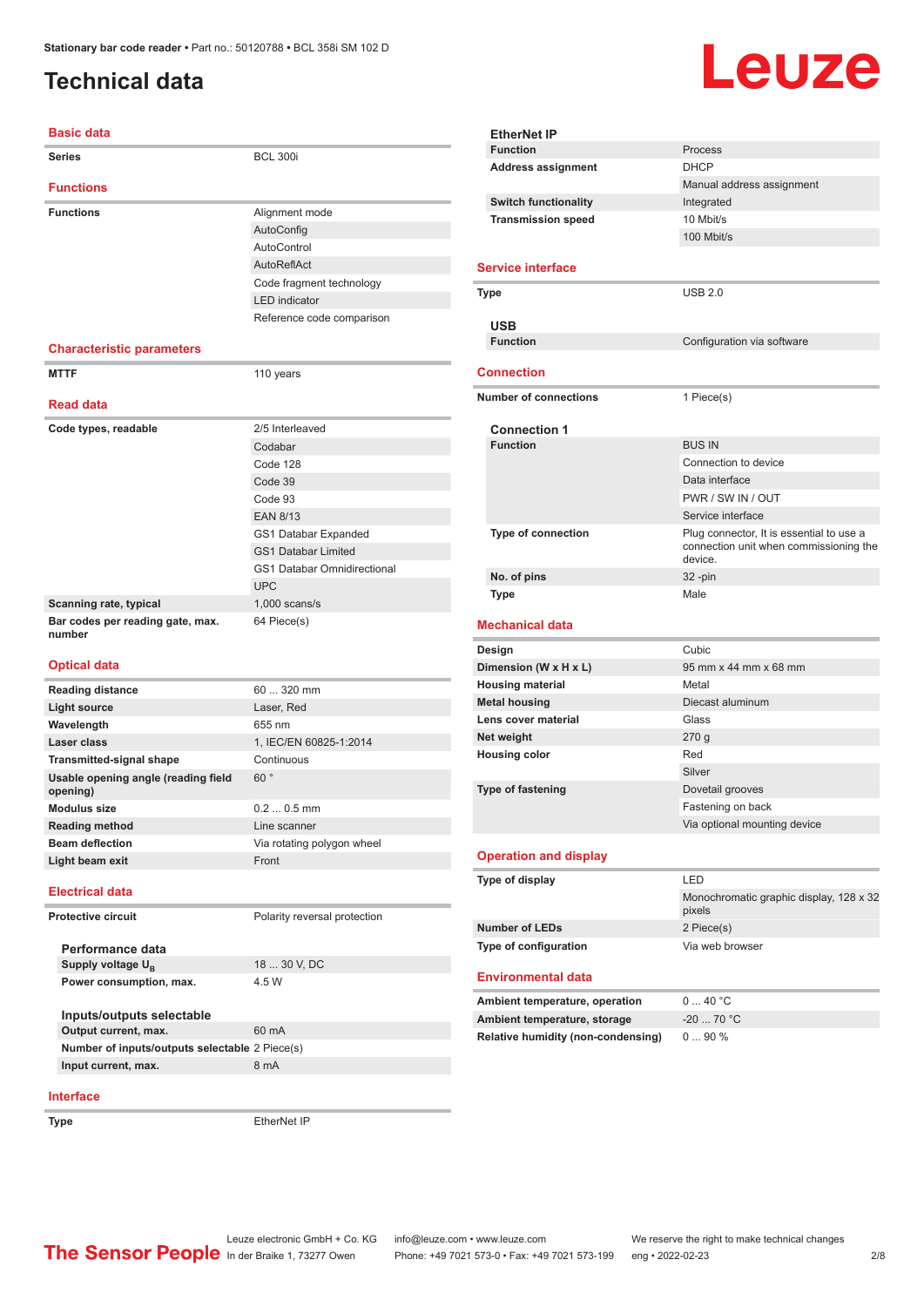# Technical data

## Basic data

| | |
|---|---|
| **Series** | BCL 300i |

## Functions

| | |
|---|---|
| **Functions** | Alignment mode |
| | AutoConfig |
| | AutoControl |
| | AutoReflAct |
| | Code fragment technology |
| | LED indicator |
| | Reference code comparison |

## Characteristic parameters

| | |
|---|---|
| **MTTF** | 110 years |

## Read data

| | |
|---|---|
| **Code types, readable** | 2/5 Interleaved |
| | Codabar |
| | Code 128 |
| | Code 39 |
| | Code 93 |
| | EAN 8/13 |
| | GS1 Databar Expanded |
| | GS1 Databar Limited |
| | GS1 Databar Omnidirectional |
| | UPC |
| **Scanning rate, typical** | 1,000 scans/s |
| **Bar codes per reading gate, max. number** | 64 Piece(s) |

## Optical data

| | |
|---|---|
| **Reading distance** | 60 ... 320 mm |
| **Light source** | Laser, Red |
| **Wavelength** | 655 nm |
| **Laser class** | 1, IEC/EN 60825-1:2014 |
| **Transmitted-signal shape** | Continuous |
| **Usable opening angle (reading field opening)** | 60 ° |
| **Modulus size** | 0.2 ... 0.5 mm |
| **Reading method** | Line scanner |
| **Beam deflection** | Via rotating polygon wheel |
| **Light beam exit** | Front |

## Electrical data

| | |
|---|---|
| **Protective circuit** | Polarity reversal protection |

### Performance data

| | |
|---|---|
| **Supply voltage $U_B$** | 18 ... 30 V, DC |
| **Power consumption, max.** | 4.5 W |

### Inputs/outputs selectable

| | |
|---|---|
| **Output current, max.** | 60 mA |
| **Number of inputs/outputs selectable** | 2 Piece(s) |
| **Input current, max.** | 8 mA |

## Interface

| | |
|---|---|
| **Type** | EtherNet IP |

### EtherNet IP

| | |
|---|---|
| **Function** | Process |
| **Address assignment** | DHCP |
| | Manual address assignment |
| **Switch functionality** | Integrated |
| **Transmission speed** | 10 Mbit/s |
| | 100 Mbit/s |

## Service interface

| | |
|---|---|
| **Type** | USB 2.0 |

### USB

| | |
|---|---|
| **Function** | Configuration via software |

## Connection

| | |
|---|---|
| **Number of connections** | 1 Piece(s) |

### Connection 1

| | |
|---|---|
| **Function** | BUS IN |
| | Connection to device |
| | Data interface |
| | PWR / SW IN / OUT |
| | Service interface |
| **Type of connection** | Plug connector, It is essential to use a connection unit when commissioning the device. |
| **No. of pins** | 32 -pin |
| **Type** | Male |

## Mechanical data

| | |
|---|---|
| **Design** | Cubic |
| **Dimension (W x H x L)** | 95 mm x 44 mm x 68 mm |
| **Housing material** | Metal |
| **Metal housing** | Diecast aluminum |
| **Lens cover material** | Glass |
| **Net weight** | 270 g |
| **Housing color** | Red |
| | Silver |
| **Type of fastening** | Dovetail grooves |
| | Fastening on back |
| | Via optional mounting device |

## Operation and display

| | |
|---|---|
| **Type of display** | LED |
| | Monochromatic graphic display, 128 x 32 pixels |
| **Number of LEDs** | 2 Piece(s) |
| **Type of configuration** | Via web browser |

## Environmental data

| | |
|---|---|
| **Ambient temperature, operation** | 0 ... 40 °C |
| **Ambient temperature, storage** | -20 ... 70 °C |
| **Relative humidity (non-condensing)** | 0 ... 90 % |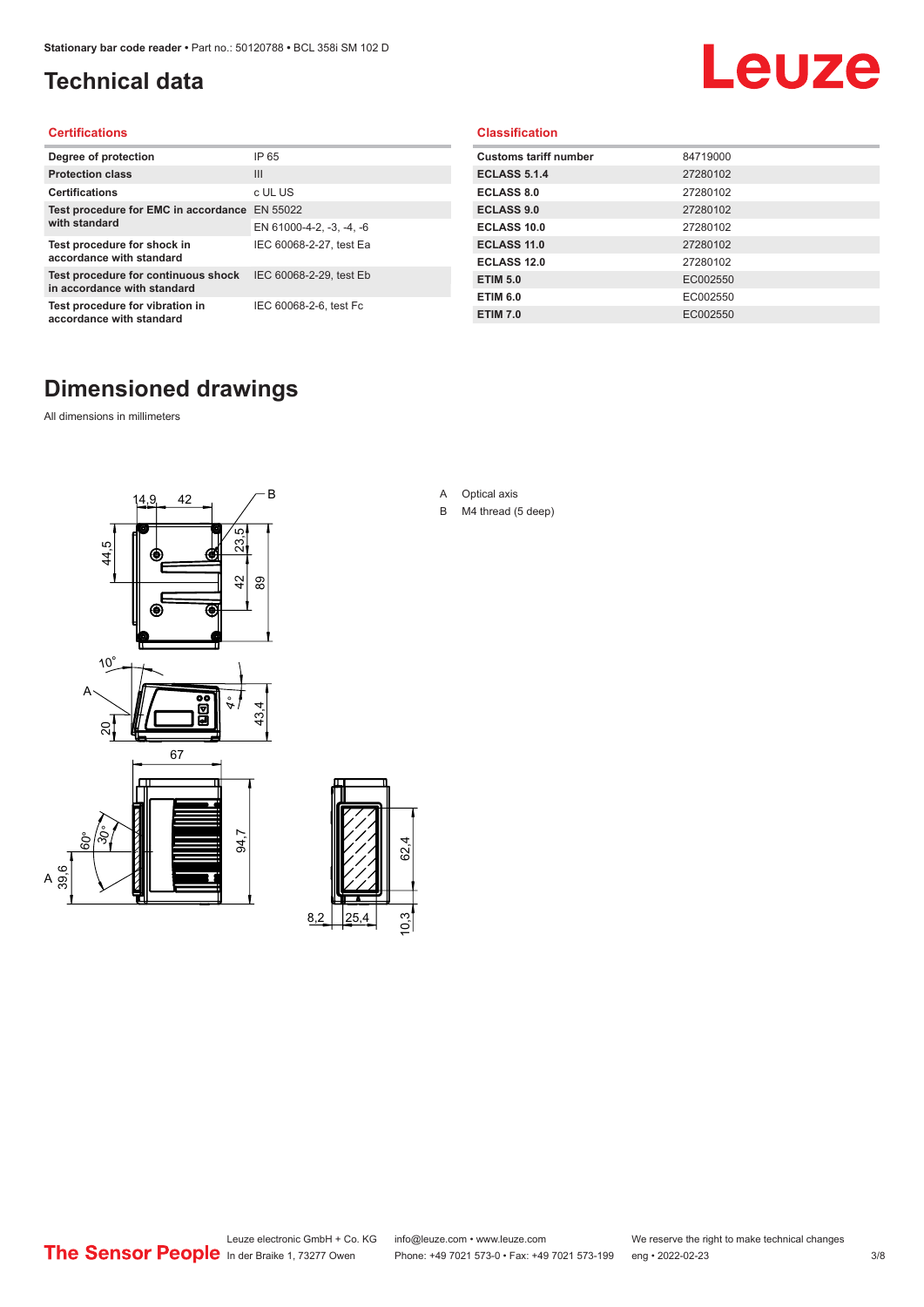# Technical data

## Certifications

| | |
|---|---|
| Degree of protection | IP 65 |
| Protection class | III |
| Certifications | c UL US |
| Test procedure for EMC in accordance with standard | EN 55022 |
| | EN 61000-4-2, -3, -4, -6 |
| Test procedure for shock in accordance with standard | IEC 60068-2-27, test Ea |
| Test procedure for continuous shock in accordance with standard | IEC 60068-2-29, test Eb |
| Test procedure for vibration in accordance with standard | IEC 60068-2-6, test Fc |

## Classification

| | |
|---|---|
| Customs tariff number | 84719000 |
| ECLASS 5.1.4 | 27280102 |
| ECLASS 8.0 | 27280102 |
| ECLASS 9.0 | 27280102 |
| ECLASS 10.0 | 27280102 |
| ECLASS 11.0 | 27280102 |
| ECLASS 12.0 | 27280102 |
| ETIM 5.0 | EC002550 |
| ETIM 6.0 | EC002550 |
| ETIM 7.0 | EC002550 |

# Dimensioned drawings

All dimensions in millimeters

A Optical axis

B M4 thread (5 deep)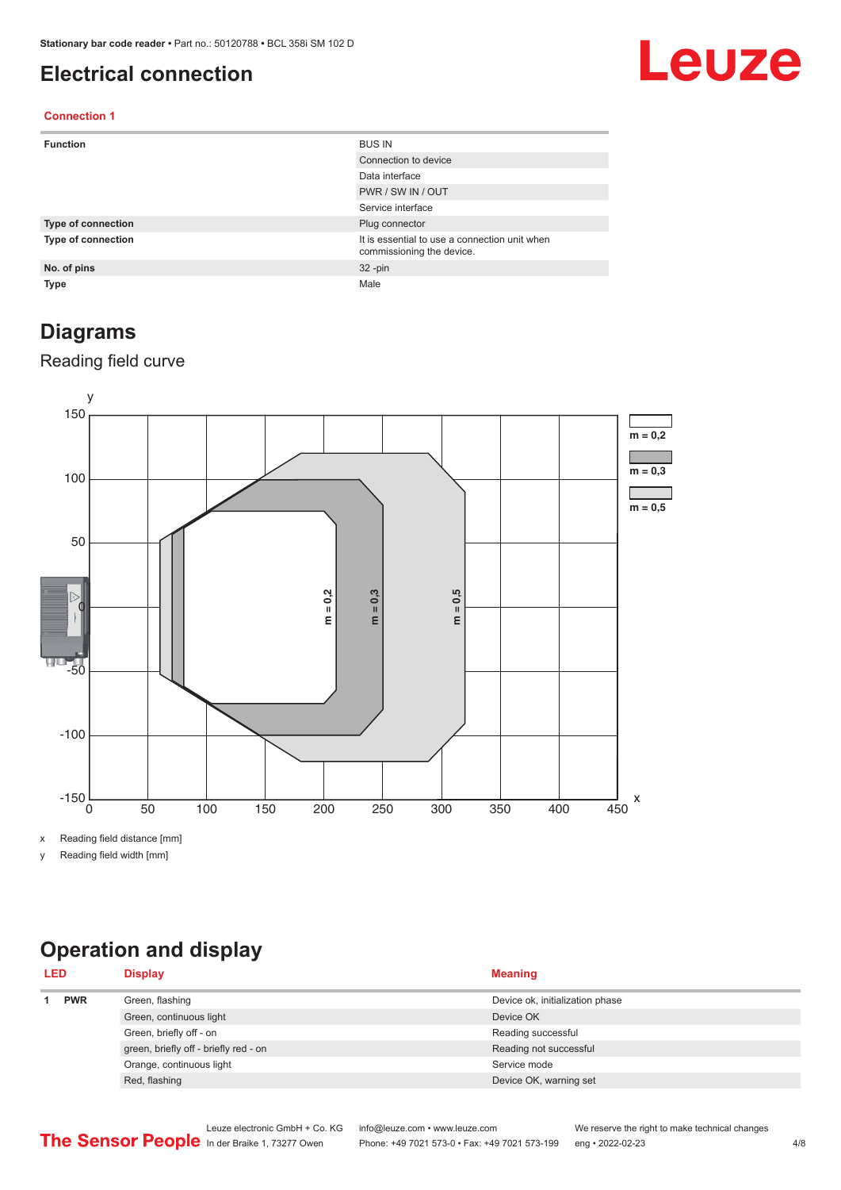# Electrical connection

## Connection 1

| | |
|---|---|
| **Function** | BUS IN |
| | Connection to device |
| | Data interface |
| | PWR / SW IN / OUT |
| | Service interface |
| **Type of connection** | Plug connector |
| **Type of connection** | It is essential to use a connection unit when commissioning the device. |
| **No. of pins** | 32 -pin |
| **Type** | Male |

# Diagrams

## Reading field curve

x  Reading field distance [mm]

y  Reading field width [mm]

# Operation and display

| LED | | Display | Meaning |
|---|---|---|---|
| 1 | PWR | Green, flashing | Device ok, initialization phase |
| | | Green, continuous light | Device OK |
| | | Green, briefly off - on | Reading successful |
| | | green, briefly off - briefly red - on | Reading not successful |
| | | Orange, continuous light | Service mode |
| | | Red, flashing | Device OK, warning set |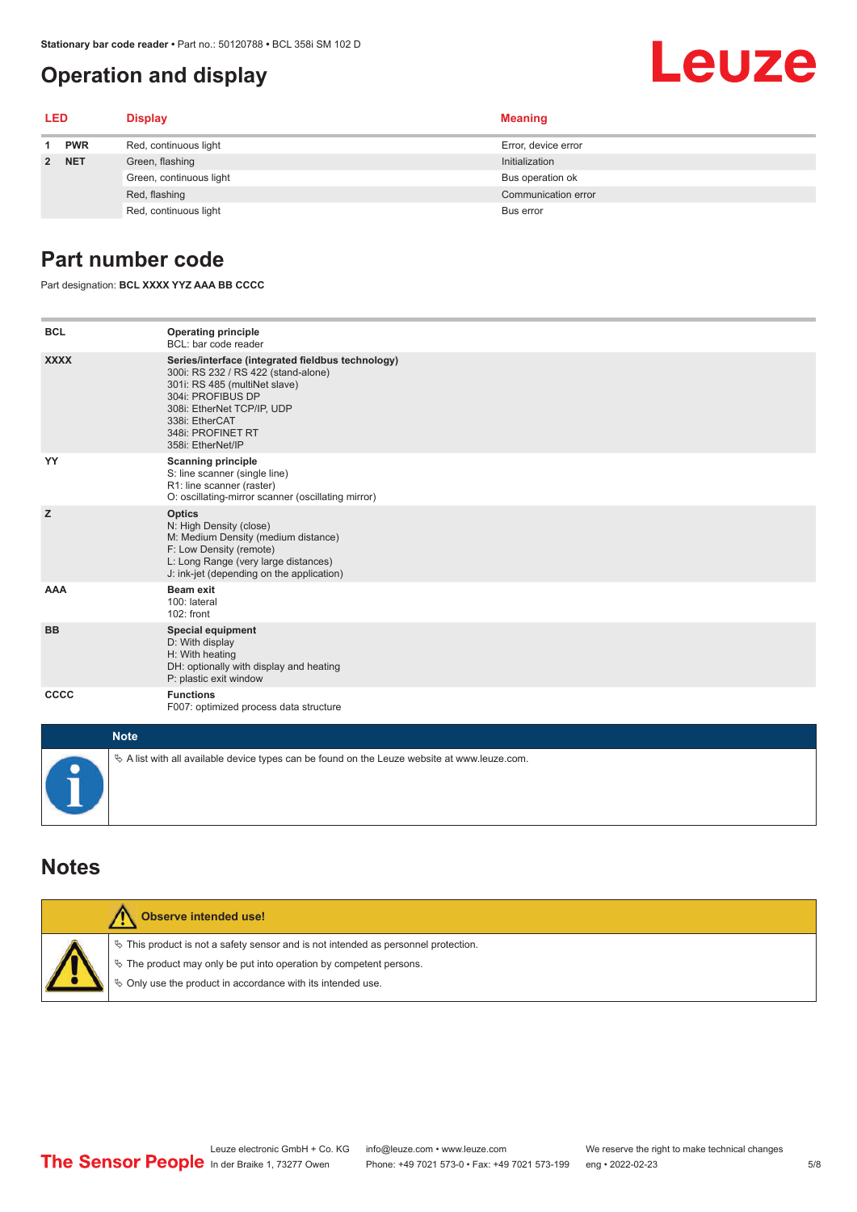# Operation and display

| LED | | Display | Meaning |
|---|---|---|---|
| 1 | PWR | Red, continuous light | Error, device error |
| 2 | NET | Green, flashing | Initialization |
| | | Green, continuous light | Bus operation ok |
| | | Red, flashing | Communication error |
| | | Red, continuous light | Bus error |

## Part number code

Part designation: **BCL XXXX YYZ AAA BB CCCC**

| | |
|---|---|
| **BCL** | **Operating principle**<br>BCL: bar code reader |
| **XXXX** | **Series/interface (integrated fieldbus technology)**<br>300i: RS 232 / RS 422 (stand-alone)<br>301i: RS 485 (multiNet slave)<br>304i: PROFIBUS DP<br>308i: EtherNet TCP/IP, UDP<br>338i: EtherCAT<br>348i: PROFINET RT<br>358i: EtherNet/IP |
| **YY** | **Scanning principle**<br>S: line scanner (single line)<br>R1: line scanner (raster)<br>O: oscillating-mirror scanner (oscillating mirror) |
| **Z** | **Optics**<br>N: High Density (close)<br>M: Medium Density (medium distance)<br>F: Low Density (remote)<br>L: Long Range (very large distances)<br>J: ink-jet (depending on the application) |
| **AAA** | **Beam exit**<br>100: lateral<br>102: front |
| **BB** | **Special equipment**<br>D: With display<br>H: With heating<br>DH: optionally with display and heating<br>P: plastic exit window |
| **CCCC** | **Functions**<br>F007: optimized process data structure |

**Note**

- A list with all available device types can be found on the Leuze website at www.leuze.com.

## Notes

**Observe intended use!**

- This product is not a safety sensor and is not intended as personnel protection.
- The product may only be put into operation by competent persons.
- Only use the product in accordance with its intended use.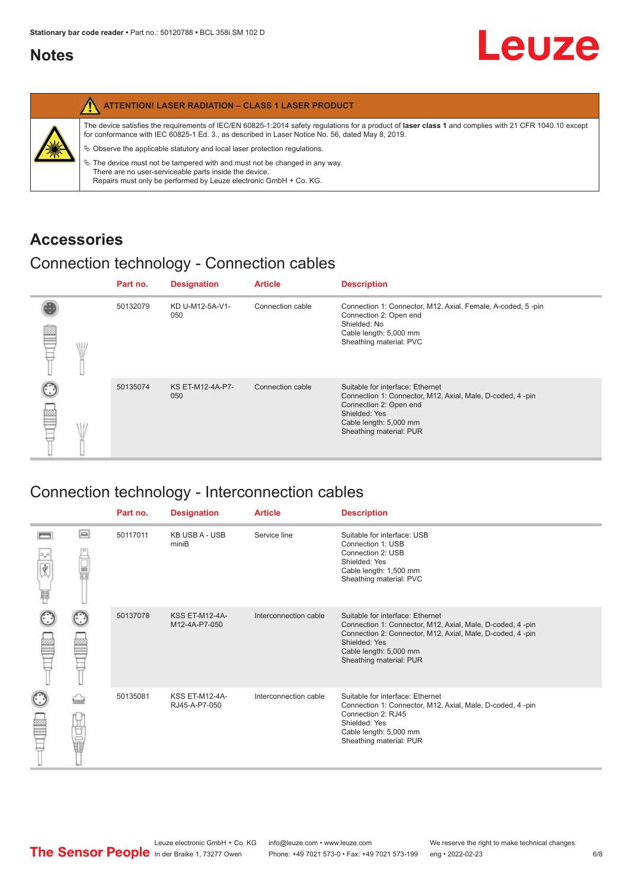## Notes

**ATTENTION! LASER RADIATION – CLASS 1 LASER PRODUCT**

The device satisfies the requirements of IEC/EN 60825-1:2014 safety regulations for a product of **laser class 1** and complies with 21 CFR 1040.10 except for conformance with IEC 60825-1 Ed. 3., as described in Laser Notice No. 56, dated May 8, 2019.

- Observe the applicable statutory and local laser protection regulations.
- The device must not be tampered with and must not be changed in any way.
  There are no user-serviceable parts inside the device.
  Repairs must only be performed by Leuze electronic GmbH + Co. KG.

## Accessories

### Connection technology - Connection cables

| Part no. | Designation | Article | Description |
|---|---|---|---|
| 50132079 | KD U-M12-5A-V1-050 | Connection cable | Connection 1: Connector, M12, Axial, Female, A-coded, 5 -pin<br>Connection 2: Open end<br>Shielded: No<br>Cable length: 5,000 mm<br>Sheathing material: PVC |
| 50135074 | KS ET-M12-4A-P7-050 | Connection cable | Suitable for interface: Ethernet<br>Connection 1: Connector, M12, Axial, Male, D-coded, 4 -pin<br>Connection 2: Open end<br>Shielded: Yes<br>Cable length: 5,000 mm<br>Sheathing material: PUR |

### Connection technology - Interconnection cables

| Part no. | Designation | Article | Description |
|---|---|---|---|
| 50117011 | KB USB A - USB miniB | Service line | Suitable for interface: USB<br>Connection 1: USB<br>Connection 2: USB<br>Shielded: Yes<br>Cable length: 1,500 mm<br>Sheathing material: PVC |
| 50137078 | KSS ET-M12-4A-M12-4A-P7-050 | Interconnection cable | Suitable for interface: Ethernet<br>Connection 1: Connector, M12, Axial, Male, D-coded, 4 -pin<br>Connection 2: Connector, M12, Axial, Male, D-coded, 4 -pin<br>Shielded: Yes<br>Cable length: 5,000 mm<br>Sheathing material: PUR |
| 50135081 | KSS ET-M12-4A-RJ45-A-P7-050 | Interconnection cable | Suitable for interface: Ethernet<br>Connection 1: Connector, M12, Axial, Male, D-coded, 4 -pin<br>Connection 2: RJ45<br>Shielded: Yes<br>Cable length: 5,000 mm<br>Sheathing material: PUR |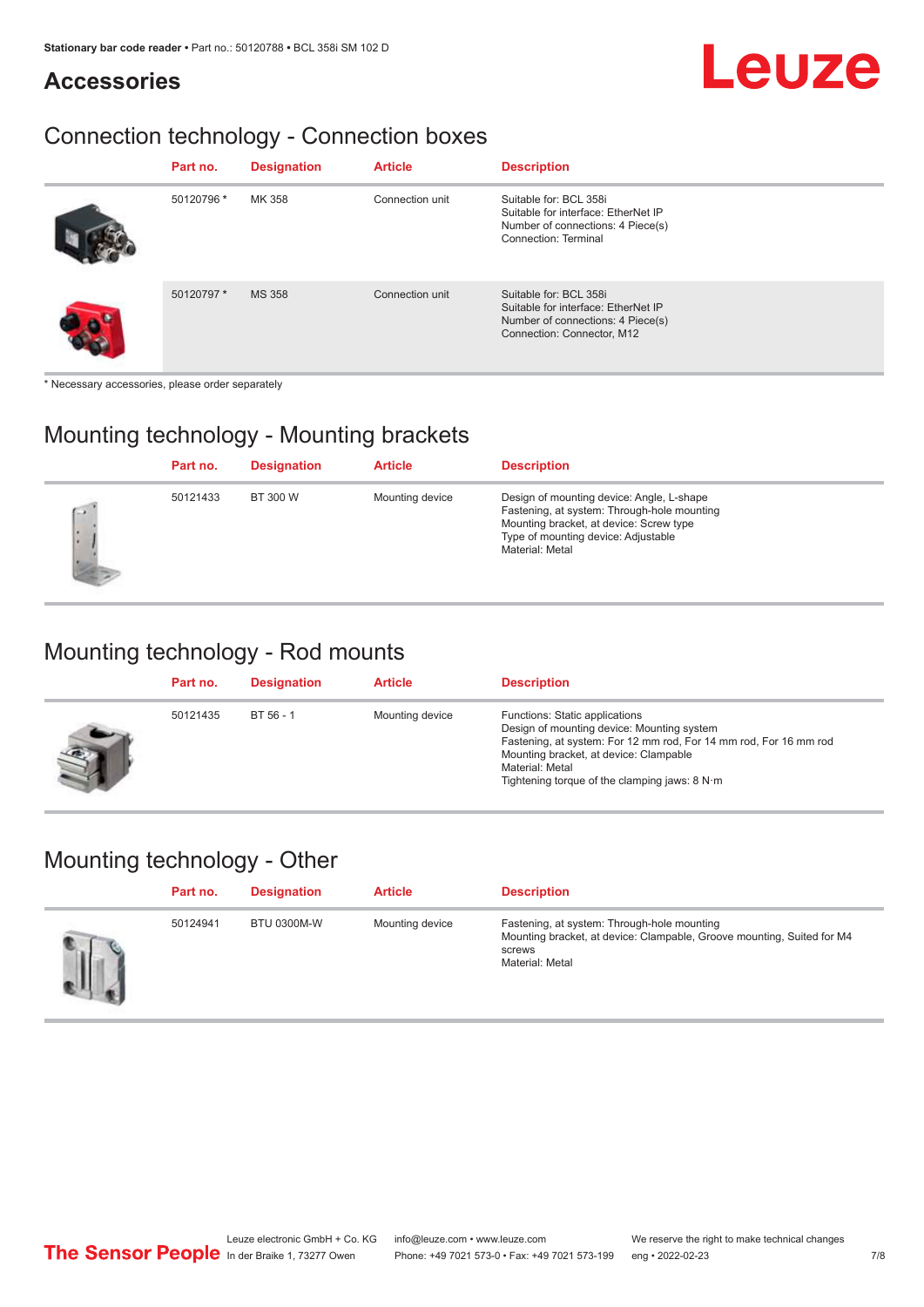# Accessories

## Connection technology - Connection boxes

| | Part no. | Designation | Article | Description |
|---|---|---|---|---|
| | 50120796 * | MK 358 | Connection unit | Suitable for: BCL 358i<br>Suitable for interface: EtherNet IP<br>Number of connections: 4 Piece(s)<br>Connection: Terminal |
| | 50120797 * | MS 358 | Connection unit | Suitable for: BCL 358i<br>Suitable for interface: EtherNet IP<br>Number of connections: 4 Piece(s)<br>Connection: Connector, M12 |

* Necessary accessories, please order separately

## Mounting technology - Mounting brackets

| | Part no. | Designation | Article | Description |
|---|---|---|---|---|
| | 50121433 | BT 300 W | Mounting device | Design of mounting device: Angle, L-shape<br>Fastening, at system: Through-hole mounting<br>Mounting bracket, at device: Screw type<br>Type of mounting device: Adjustable<br>Material: Metal |

## Mounting technology - Rod mounts

| | Part no. | Designation | Article | Description |
|---|---|---|---|---|
| | 50121435 | BT 56 - 1 | Mounting device | Functions: Static applications<br>Design of mounting device: Mounting system<br>Fastening, at system: For 12 mm rod, For 14 mm rod, For 16 mm rod<br>Mounting bracket, at device: Clampable<br>Material: Metal<br>Tightening torque of the clamping jaws: 8 N·m |

## Mounting technology - Other

| | Part no. | Designation | Article | Description |
|---|---|---|---|---|
| | 50124941 | BTU 0300M-W | Mounting device | Fastening, at system: Through-hole mounting<br>Mounting bracket, at device: Clampable, Groove mounting, Suited for M4 screws<br>Material: Metal |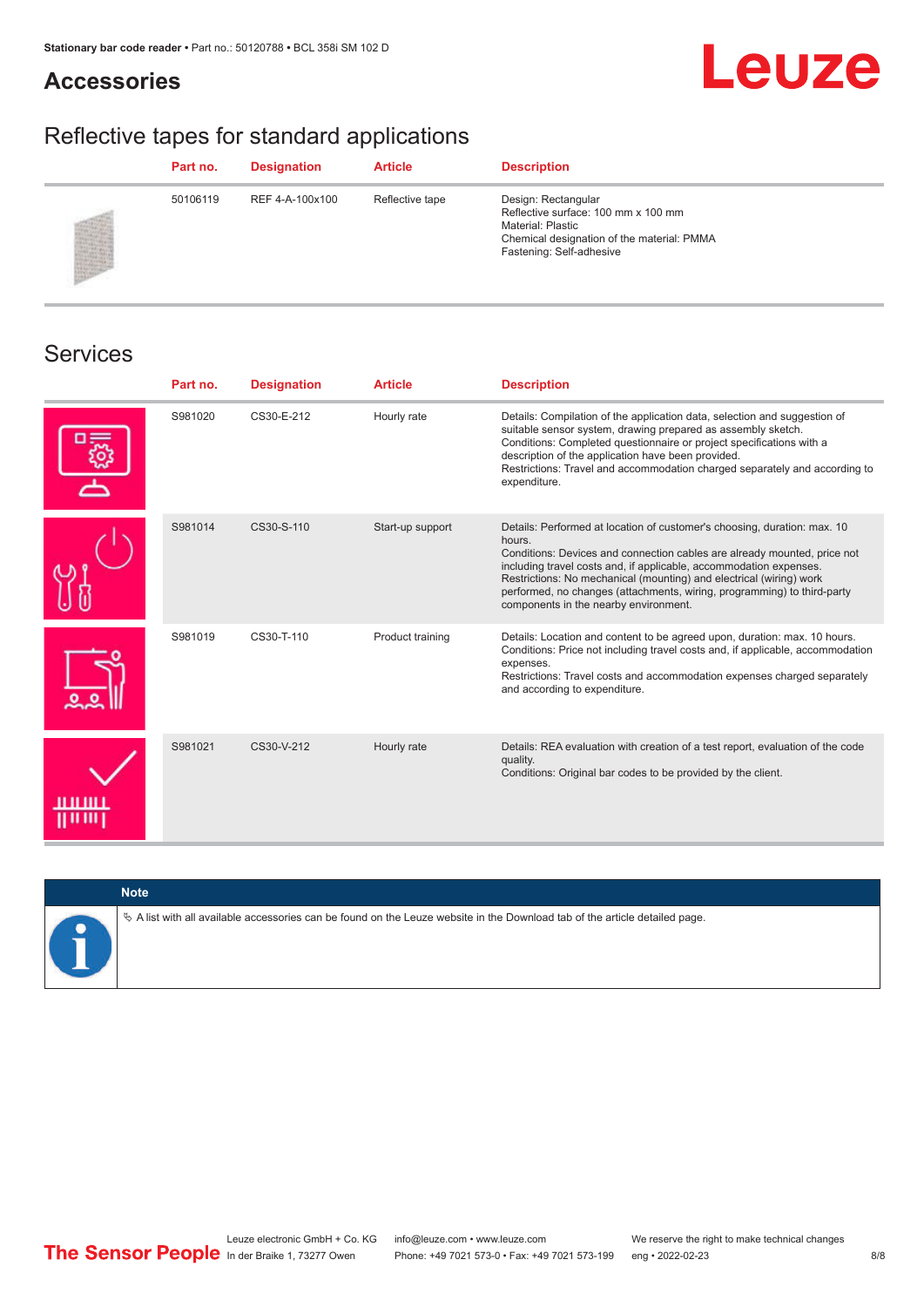# Accessories

## Reflective tapes for standard applications

| | Part no. | Designation | Article | Description |
|---|---|---|---|---|
| | 50106119 | REF 4-A-100x100 | Reflective tape | Design: Rectangular<br>Reflective surface: 100 mm x 100 mm<br>Material: Plastic<br>Chemical designation of the material: PMMA<br>Fastening: Self-adhesive |

## Services

| | Part no. | Designation | Article | Description |
|---|---|---|---|---|
| | S981020 | CS30-E-212 | Hourly rate | Details: Compilation of the application data, selection and suggestion of suitable sensor system, drawing prepared as assembly sketch.<br>Conditions: Completed questionnaire or project specifications with a description of the application have been provided.<br>Restrictions: Travel and accommodation charged separately and according to expenditure. |
| | S981014 | CS30-S-110 | Start-up support | Details: Performed at location of customer's choosing, duration: max. 10 hours.<br>Conditions: Devices and connection cables are already mounted, price not including travel costs and, if applicable, accommodation expenses.<br>Restrictions: No mechanical (mounting) and electrical (wiring) work performed, no changes (attachments, wiring, programming) to third-party components in the nearby environment. |
| | S981019 | CS30-T-110 | Product training | Details: Location and content to be agreed upon, duration: max. 10 hours.<br>Conditions: Price not including travel costs and, if applicable, accommodation expenses.<br>Restrictions: Travel costs and accommodation expenses charged separately and according to expenditure. |
| | S981021 | CS30-V-212 | Hourly rate | Details: REA evaluation with creation of a test report, evaluation of the code quality.<br>Conditions: Original bar codes to be provided by the client. |

**Note**

A list with all available accessories can be found on the Leuze website in the Download tab of the article detailed page.